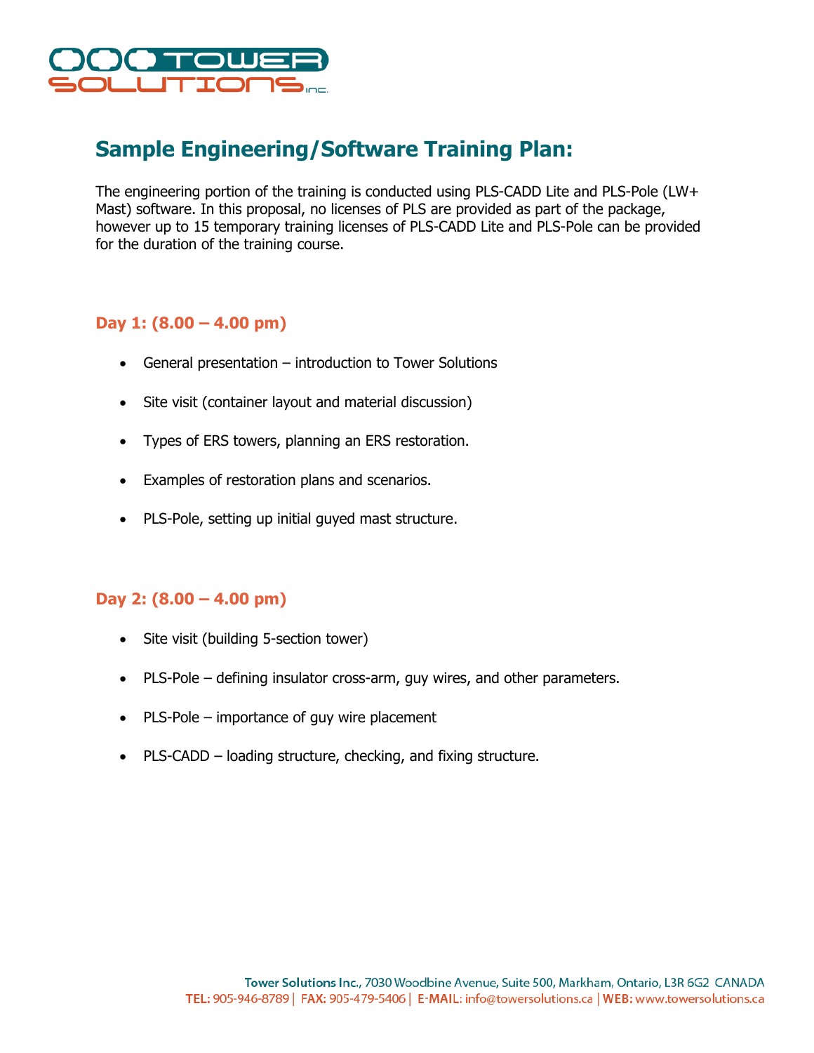# Sample Engineering/Software Training Plan:

The engineering portion of the training is conducted using PLS-CADD Lite and PLS-Pole (LW+ Mast) software. In this proposal, no licenses of PLS are provided as part of the package, however up to 15 temporary training licenses of PLS-CADD Lite and PLS-Pole can be provided for the duration of the training course.

### Day 1: (8.00 – 4.00 pm)

- General presentation – introduction to Tower Solutions
- Site visit (container layout and material discussion)
- Types of ERS towers, planning an ERS restoration.
- Examples of restoration plans and scenarios.
- PLS-Pole, setting up initial guyed mast structure.

### Day 2: (8.00 – 4.00 pm)

- Site visit (building 5-section tower)
- PLS-Pole – defining insulator cross-arm, guy wires, and other parameters.
- PLS-Pole – importance of guy wire placement
- PLS-CADD – loading structure, checking, and fixing structure.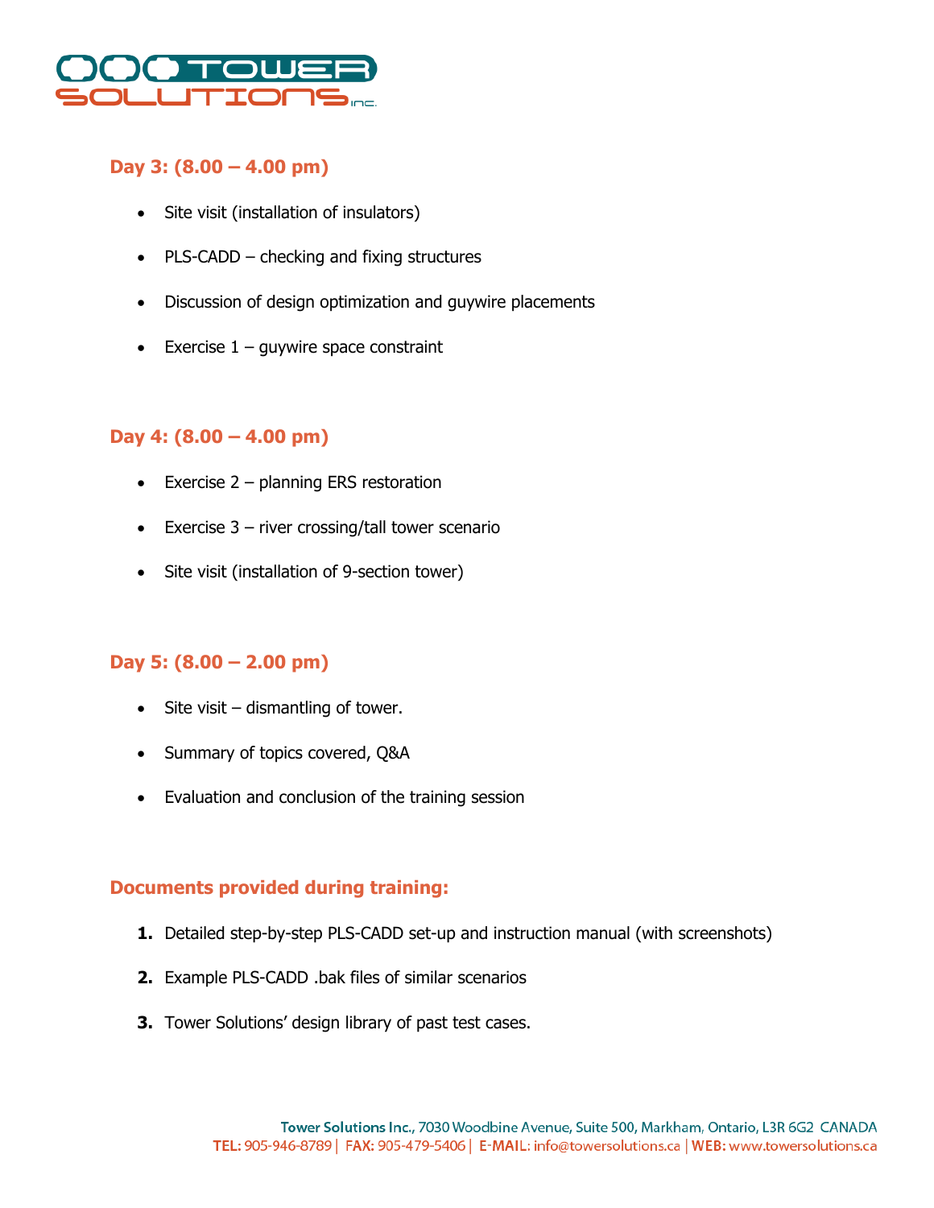## Day 3: (8.00 – 4.00 pm)

- Site visit (installation of insulators)
- PLS-CADD – checking and fixing structures
- Discussion of design optimization and guywire placements
- Exercise 1 – guywire space constraint

## Day 4: (8.00 – 4.00 pm)

- Exercise 2 – planning ERS restoration
- Exercise 3 – river crossing/tall tower scenario
- Site visit (installation of 9-section tower)

## Day 5: (8.00 – 2.00 pm)

- Site visit – dismantling of tower.
- Summary of topics covered, Q&A
- Evaluation and conclusion of the training session

## Documents provided during training:

1. Detailed step-by-step PLS-CADD set-up and instruction manual (with screenshots)
2. Example PLS-CADD .bak files of similar scenarios
3. Tower Solutions' design library of past test cases.